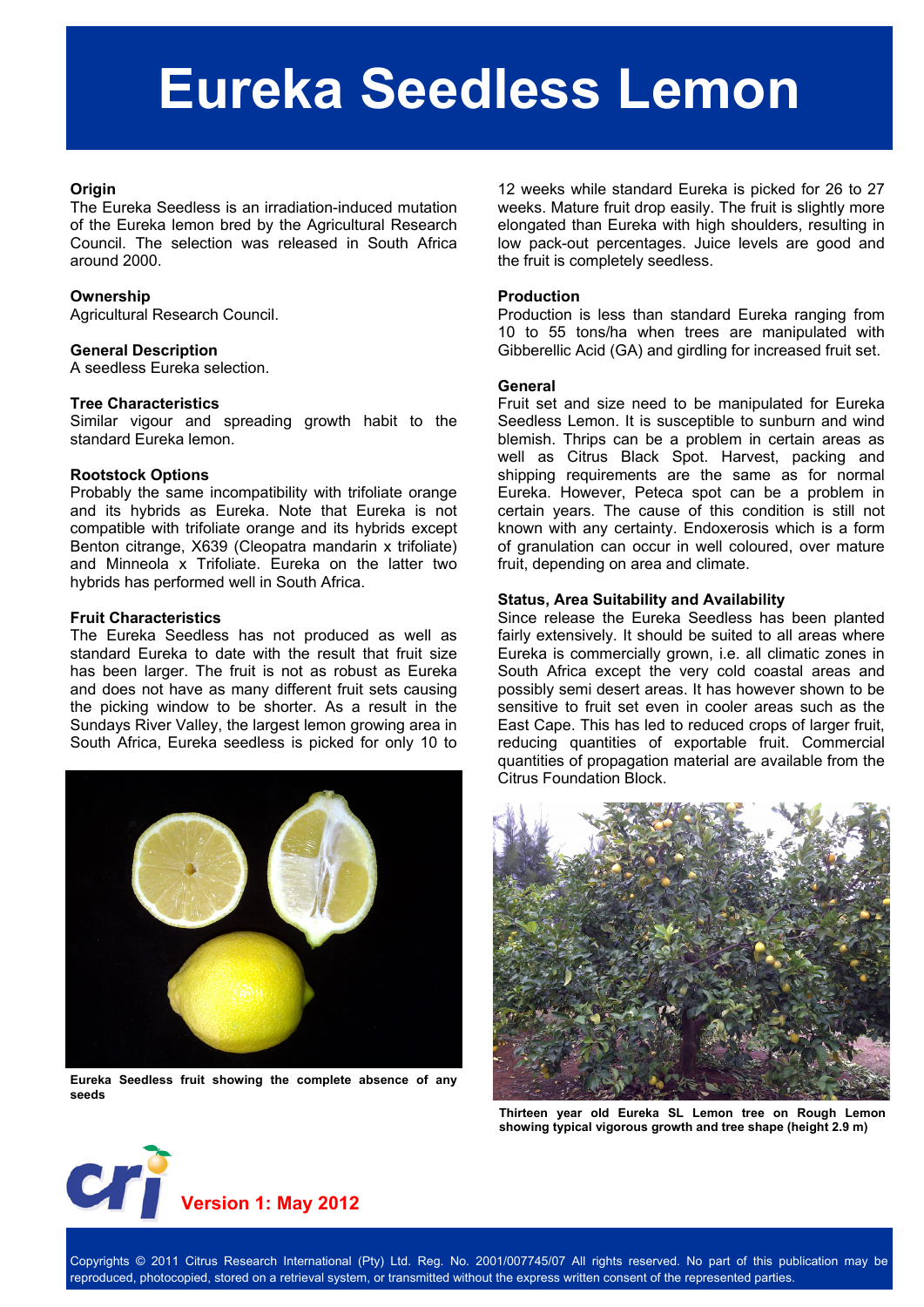# Eureka Seedless Lemon

## Origin

The Eureka Seedless is an irradiation-induced mutation of the Eureka lemon bred by the Agricultural Research Council. The selection was released in South Africa around 2000.

## Ownership

Agricultural Research Council.

## General Description

A seedless Eureka selection.

## Tree Characteristics

Similar vigour and spreading growth habit to the standard Eureka lemon.

## Rootstock Options

Probably the same incompatibility with trifoliate orange and its hybrids as Eureka. Note that Eureka is not compatible with trifoliate orange and its hybrids except Benton citrange, X639 (Cleopatra mandarin x trifoliate) and Minneola x Trifoliate. Eureka on the latter two hybrids has performed well in South Africa.

## Fruit Characteristics

The Eureka Seedless has not produced as well as standard Eureka to date with the result that fruit size has been larger. The fruit is not as robust as Eureka and does not have as many different fruit sets causing the picking window to be shorter. As a result in the Sundays River Valley, the largest lemon growing area in South Africa, Eureka seedless is picked for only 10 to 12 weeks while standard Eureka is picked for 26 to 27 weeks. Mature fruit drop easily. The fruit is slightly more elongated than Eureka with high shoulders, resulting in low pack-out percentages. Juice levels are good and the fruit is completely seedless.

**Eureka Seedless fruit showing the complete absence of any seeds**

## Production

Production is less than standard Eureka ranging from 10 to 55 tons/ha when trees are manipulated with Gibberellic Acid (GA) and girdling for increased fruit set.

## General

Fruit set and size need to be manipulated for Eureka Seedless Lemon. It is susceptible to sunburn and wind blemish. Thrips can be a problem in certain areas as well as Citrus Black Spot. Harvest, packing and shipping requirements are the same as for normal Eureka. However, Peteca spot can be a problem in certain years. The cause of this condition is still not known with any certainty. Endoxerosis which is a form of granulation can occur in well coloured, over mature fruit, depending on area and climate.

## Status, Area Suitability and Availability

Since release the Eureka Seedless has been planted fairly extensively. It should be suited to all areas where Eureka is commercially grown, i.e. all climatic zones in South Africa except the very cold coastal areas and possibly semi desert areas. It has however shown to be sensitive to fruit set even in cooler areas such as the East Cape. This has led to reduced crops of larger fruit, reducing quantities of exportable fruit. Commercial quantities of propagation material are available from the Citrus Foundation Block.

**Thirteen year old Eureka SL Lemon tree on Rough Lemon showing typical vigorous growth and tree shape (height 2.9 m)**

**Version 1: May 2012**

Copyrights © 2011 Citrus Research International (Pty) Ltd. Reg. No. 2001/007745/07 All rights reserved. No part of this publication may be reproduced, photocopied, stored on a retrieval system, or transmitted without the express written consent of the represented parties.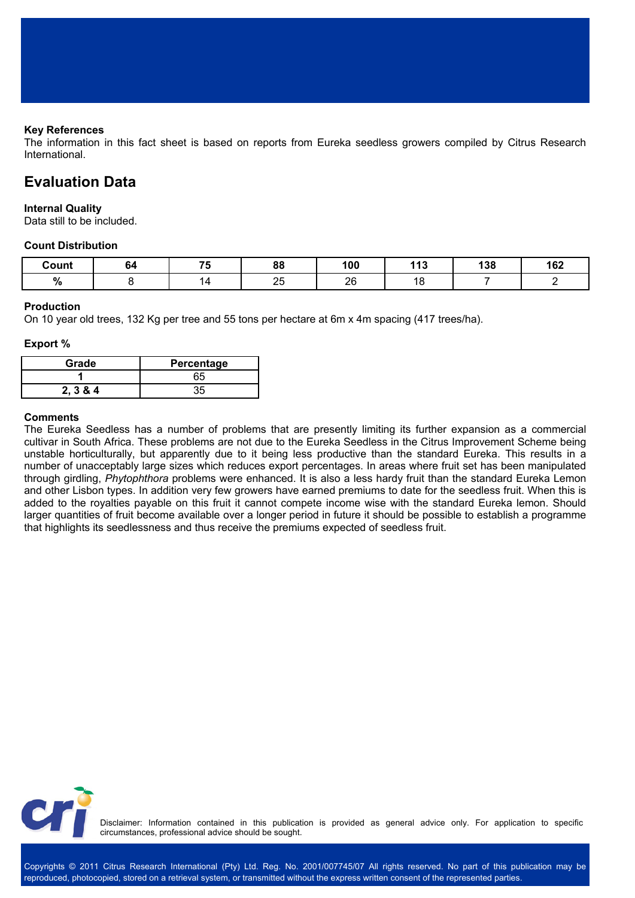### Key References

The information in this fact sheet is based on reports from Eureka seedless growers compiled by Citrus Research International.

## Evaluation Data

### Internal Quality

Data still to be included.

### Count Distribution

| Count | 64 | 75 | 88 | 100 | 113 | 138 | 162 |
|---|---|---|---|---|---|---|---|
| % | 8 | 14 | 25 | 26 | 18 | 7 | 2 |

### Production

On 10 year old trees, 132 Kg per tree and 55 tons per hectare at 6m x 4m spacing (417 trees/ha).

### Export %

| Grade | Percentage |
|---|---|
| 1 | 65 |
| 2, 3 & 4 | 35 |

### Comments

The Eureka Seedless has a number of problems that are presently limiting its further expansion as a commercial cultivar in South Africa. These problems are not due to the Eureka Seedless in the Citrus Improvement Scheme being unstable horticulturally, but apparently due to it being less productive than the standard Eureka. This results in a number of unacceptably large sizes which reduces export percentages. In areas where fruit set has been manipulated through girdling, *Phytophthora* problems were enhanced. It is also a less hardy fruit than the standard Eureka Lemon and other Lisbon types. In addition very few growers have earned premiums to date for the seedless fruit. When this is added to the royalties payable on this fruit it cannot compete income wise with the standard Eureka lemon. Should larger quantities of fruit become available over a longer period in future it should be possible to establish a programme that highlights its seedlessness and thus receive the premiums expected of seedless fruit.

Disclaimer: Information contained in this publication is provided as general advice only. For application to specific circumstances, professional advice should be sought.

Copyrights © 2011 Citrus Research International (Pty) Ltd. Reg. No. 2001/007745/07 All rights reserved. No part of this publication may be reproduced, photocopied, stored on a retrieval system, or transmitted without the express written consent of the represented parties.